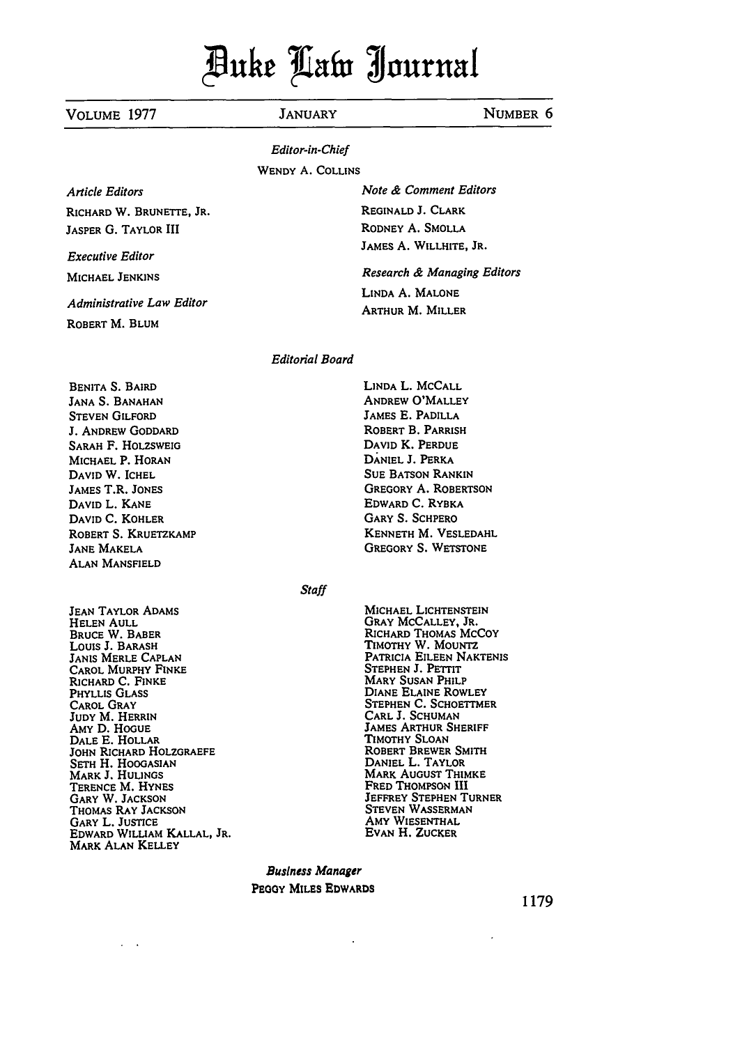# Duke Law Journal

VOLUME 1977 — JANUARY — NUMBER 6

*Editor-in-Chief*

WENDY A. COLLINS

*Article Editors*

RICHARD W. BRUNETTE, JR.
JASPER G. TAYLOR III

*Executive Editor*

MICHAEL JENKINS

*Administrative Law Editor*

ROBERT M. BLUM

*Note & Comment Editors*

REGINALD J. CLARK
RODNEY A. SMOLLA
JAMES A. WILLHITE, JR.

*Research & Managing Editors*

LINDA A. MALONE
ARTHUR M. MILLER

*Editorial Board*

BENITA S. BAIRD
JANA S. BANAHAN
STEVEN GILFORD
J. ANDREW GODDARD
SARAH F. HOLZSWEIG
MICHAEL P. HORAN
DAVID W. ICHEL
JAMES T.R. JONES
DAVID L. KANE
DAVID C. KOHLER
ROBERT S. KRUETZKAMP
JANE MAKELA
ALAN MANSFIELD
LINDA L. MCCALL
ANDREW O'MALLEY
JAMES E. PADILLA
ROBERT B. PARRISH
DAVID K. PERDUE
DANIEL J. PERKA
SUE BATSON RANKIN
GREGORY A. ROBERTSON
EDWARD C. RYBKA
GARY S. SCHPERO
KENNETH M. VESLEDAHL
GREGORY S. WETSTONE

*Staff*

JEAN TAYLOR ADAMS
HELEN AULL
BRUCE W. BABER
LOUIS J. BARASH
JANIS MERLE CAPLAN
CAROL MURPHY FINKE
RICHARD C. FINKE
PHYLLIS GLASS
CAROL GRAY
JUDY M. HERRIN
AMY D. HOGUE
DALE E. HOLLAR
JOHN RICHARD HOLZGRAEFE
SETH H. HOOGASIAN
MARK J. HULINGS
TERENCE M. HYNES
GARY W. JACKSON
THOMAS RAY JACKSON
GARY L. JUSTICE
EDWARD WILLIAM KALLAL, JR.
MARK ALAN KELLEY
MICHAEL LICHTENSTEIN
GRAY MCCALLEY, JR.
RICHARD THOMAS MCCOY
TIMOTHY W. MOUNTZ
PATRICIA EILEEN NAKTENIS
STEPHEN J. PETTIT
MARY SUSAN PHILP
DIANE ELAINE ROWLEY
STEPHEN C. SCHOETTMER
CARL J. SCHUMAN
JAMES ARTHUR SHERIFF
TIMOTHY SLOAN
ROBERT BREWER SMITH
DANIEL L. TAYLOR
MARK AUGUST THIMKE
FRED THOMPSON III
JEFFREY STEPHEN TURNER
STEVEN WASSERMAN
AMY WIESENTHAL
EVAN H. ZUCKER

***Business Manager***

PEGGY MILES EDWARDS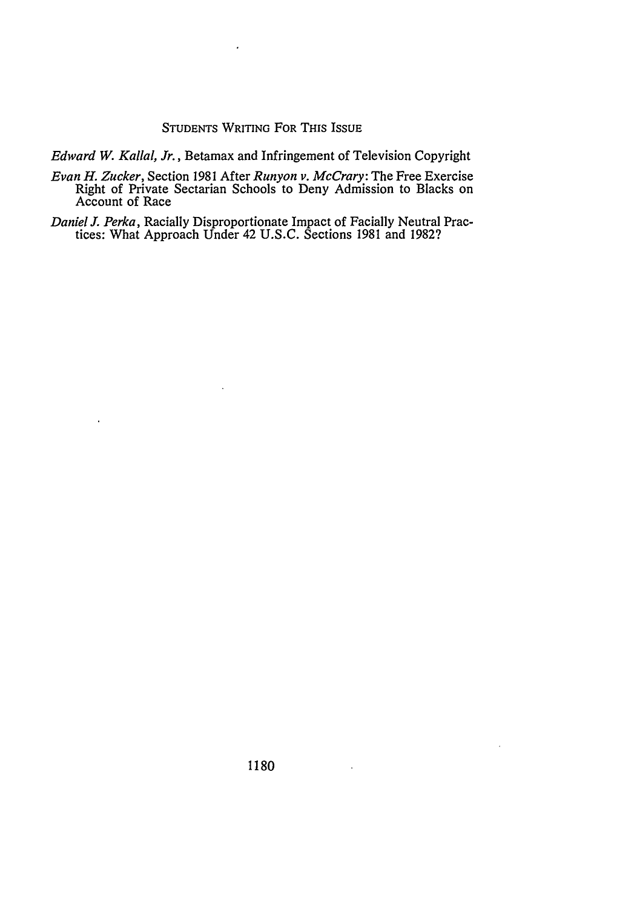## STUDENTS WRITING FOR THIS ISSUE

*Edward W. Kallal, Jr.*, Betamax and Infringement of Television Copyright

*Evan H. Zucker*, Section 1981 After *Runyon v. McCrary*: The Free Exercise Right of Private Sectarian Schools to Deny Admission to Blacks on Account of Race

*Daniel J. Perka*, Racially Disproportionate Impact of Facially Neutral Practices: What Approach Under 42 U.S.C. Sections 1981 and 1982?